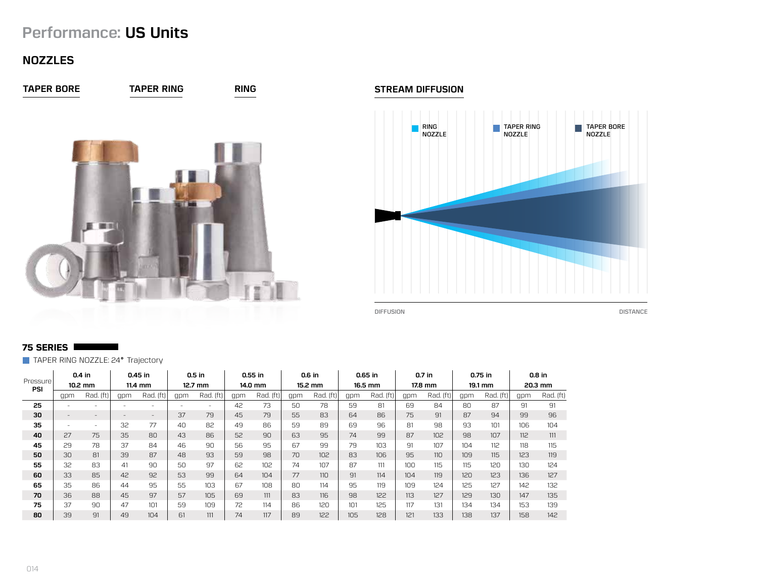# Performance: US Units

## NOZZLES

**TAPER BORE** **TAPER RING** **RING**

**STREAM DIFFUSION**

RING NOZZLE
TAPER RING NOZZLE
TAPER BORE NOZZLE

DIFFUSION
DISTANCE

## 75 SERIES

TAPER RING NOZZLE: 24° Trajectory

| Pressure PSI | 0.4 in 10.2 mm | | 0.45 in 11.4 mm | | 0.5 in 12.7 mm | | 0.55 in 14.0 mm | | 0.6 in 15.2 mm | | 0.65 in 16.5 mm | | 0.7 in 17.8 mm | | 0.75 in 19.1 mm | | 0.8 in 20.3 mm | |
|---|---|---|---|---|---|---|---|---|---|---|---|---|---|---|---|---|---|---|
| | gpm | Rad. (ft) | gpm | Rad. (ft) | gpm | Rad. (ft) | gpm | Rad. (ft) | gpm | Rad. (ft) | gpm | Rad. (ft) | gpm | Rad. (ft) | gpm | Rad. (ft) | gpm | Rad. (ft) |
| **25** | - | - | - | - | - | - | 42 | 73 | 50 | 78 | 59 | 81 | 69 | 84 | 80 | 87 | 91 | 91 |
| **30** | - | - | - | - | 37 | 79 | 45 | 79 | 55 | 83 | 64 | 86 | 75 | 91 | 87 | 94 | 99 | 96 |
| **35** | - | - | 32 | 77 | 40 | 82 | 49 | 86 | 59 | 89 | 69 | 96 | 81 | 98 | 93 | 101 | 106 | 104 |
| **40** | 27 | 75 | 35 | 80 | 43 | 86 | 52 | 90 | 63 | 95 | 74 | 99 | 87 | 102 | 98 | 107 | 112 | 111 |
| **45** | 29 | 78 | 37 | 84 | 46 | 90 | 56 | 95 | 67 | 99 | 79 | 103 | 91 | 107 | 104 | 112 | 118 | 115 |
| **50** | 30 | 81 | 39 | 87 | 48 | 93 | 59 | 98 | 70 | 102 | 83 | 106 | 95 | 110 | 109 | 115 | 123 | 119 |
| **55** | 32 | 83 | 41 | 90 | 50 | 97 | 62 | 102 | 74 | 107 | 87 | 111 | 100 | 115 | 115 | 120 | 130 | 124 |
| **60** | 33 | 85 | 42 | 92 | 53 | 99 | 64 | 104 | 77 | 110 | 91 | 114 | 104 | 119 | 120 | 123 | 136 | 127 |
| **65** | 35 | 86 | 44 | 95 | 55 | 103 | 67 | 108 | 80 | 114 | 95 | 119 | 109 | 124 | 125 | 127 | 142 | 132 |
| **70** | 36 | 88 | 45 | 97 | 57 | 105 | 69 | 111 | 83 | 116 | 98 | 122 | 113 | 127 | 129 | 130 | 147 | 135 |
| **75** | 37 | 90 | 47 | 101 | 59 | 109 | 72 | 114 | 86 | 120 | 101 | 125 | 117 | 131 | 134 | 134 | 153 | 139 |
| **80** | 39 | 91 | 49 | 104 | 61 | 111 | 74 | 117 | 89 | 122 | 105 | 128 | 121 | 133 | 138 | 137 | 158 | 142 |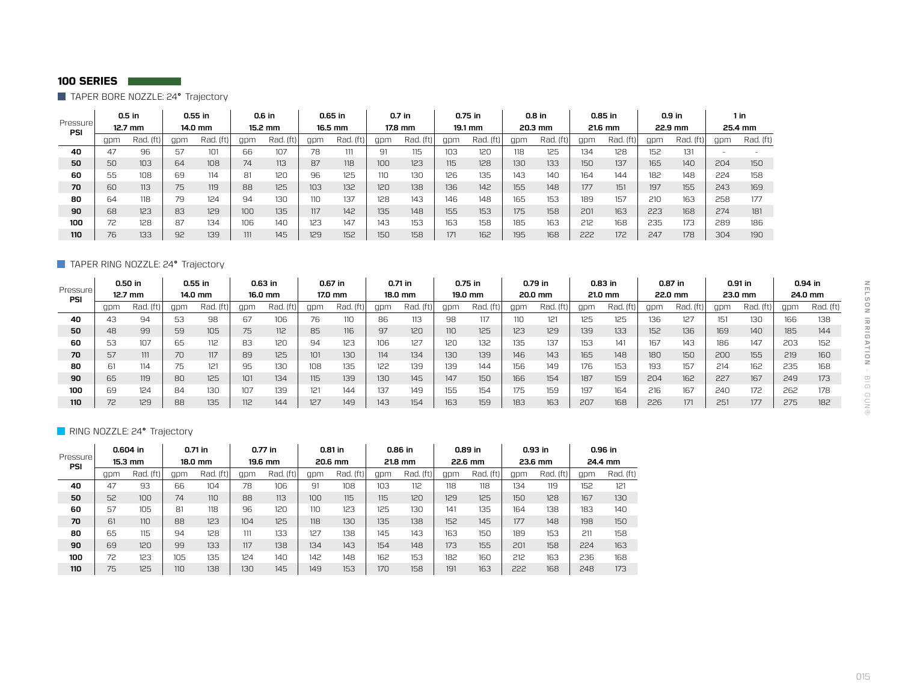## 100 SERIES

### TAPER BORE NOZZLE: 24° Trajectory

| Pressure PSI | 0.5 in 12.7 mm | | 0.55 in 14.0 mm | | 0.6 in 15.2 mm | | 0.65 in 16.5 mm | | 0.7 in 17.8 mm | | 0.75 in 19.1 mm | | 0.8 in 20.3 mm | | 0.85 in 21.6 mm | | 0.9 in 22.9 mm | | 1 in 25.4 mm | |
|---|---|---|---|---|---|---|---|---|---|---|---|---|---|---|---|---|---|---|---|---|
| | gpm | Rad. (ft) | gpm | Rad. (ft) | gpm | Rad. (ft) | gpm | Rad. (ft) | gpm | Rad. (ft) | gpm | Rad. (ft) | gpm | Rad. (ft) | gpm | Rad. (ft) | gpm | Rad. (ft) | gpm | Rad. (ft) |
| **40** | 47 | 96 | 57 | 101 | 66 | 107 | 78 | 111 | 91 | 115 | 103 | 120 | 118 | 125 | 134 | 128 | 152 | 131 | - | - |
| **50** | 50 | 103 | 64 | 108 | 74 | 113 | 87 | 118 | 100 | 123 | 115 | 128 | 130 | 133 | 150 | 137 | 165 | 140 | 204 | 150 |
| **60** | 55 | 108 | 69 | 114 | 81 | 120 | 96 | 125 | 110 | 130 | 126 | 135 | 143 | 140 | 164 | 144 | 182 | 148 | 224 | 158 |
| **70** | 60 | 113 | 75 | 119 | 88 | 125 | 103 | 132 | 120 | 138 | 136 | 142 | 155 | 148 | 177 | 151 | 197 | 155 | 243 | 169 |
| **80** | 64 | 118 | 79 | 124 | 94 | 130 | 110 | 137 | 128 | 143 | 146 | 148 | 165 | 153 | 189 | 157 | 210 | 163 | 258 | 177 |
| **90** | 68 | 123 | 83 | 129 | 100 | 135 | 117 | 142 | 135 | 148 | 155 | 153 | 175 | 158 | 201 | 163 | 223 | 168 | 274 | 181 |
| **100** | 72 | 128 | 87 | 134 | 106 | 140 | 123 | 147 | 143 | 153 | 163 | 158 | 185 | 163 | 212 | 168 | 235 | 173 | 289 | 186 |
| **110** | 76 | 133 | 92 | 139 | 111 | 145 | 129 | 152 | 150 | 158 | 171 | 162 | 195 | 168 | 222 | 172 | 247 | 178 | 304 | 190 |

### TAPER RING NOZZLE: 24° Trajectory

| Pressure PSI | 0.50 in 12.7 mm | | 0.55 in 14.0 mm | | 0.63 in 16.0 mm | | 0.67 in 17.0 mm | | 0.71 in 18.0 mm | | 0.75 in 19.0 mm | | 0.79 in 20.0 mm | | 0.83 in 21.0 mm | | 0.87 in 22.0 mm | | 0.91 in 23.0 mm | | 0.94 in 24.0 mm | |
|---|---|---|---|---|---|---|---|---|---|---|---|---|---|---|---|---|---|---|---|---|---|---|
| | gpm | Rad. (ft) | gpm | Rad. (ft) | gpm | Rad. (ft) | gpm | Rad. (ft) | gpm | Rad. (ft) | gpm | Rad. (ft) | gpm | Rad. (ft) | gpm | Rad. (ft) | gpm | Rad. (ft) | gpm | Rad. (ft) | gpm | Rad. (ft) |
| **40** | 43 | 94 | 53 | 98 | 67 | 106 | 76 | 110 | 86 | 113 | 98 | 117 | 110 | 121 | 125 | 125 | 136 | 127 | 151 | 130 | 166 | 138 |
| **50** | 48 | 99 | 59 | 105 | 75 | 112 | 85 | 116 | 97 | 120 | 110 | 125 | 123 | 129 | 139 | 133 | 152 | 136 | 169 | 140 | 185 | 144 |
| **60** | 53 | 107 | 65 | 112 | 83 | 120 | 94 | 123 | 106 | 127 | 120 | 132 | 135 | 137 | 153 | 141 | 167 | 143 | 186 | 147 | 203 | 152 |
| **70** | 57 | 111 | 70 | 117 | 89 | 125 | 101 | 130 | 114 | 134 | 130 | 139 | 146 | 143 | 165 | 148 | 180 | 150 | 200 | 155 | 219 | 160 |
| **80** | 61 | 114 | 75 | 121 | 95 | 130 | 108 | 135 | 122 | 139 | 139 | 144 | 156 | 149 | 176 | 153 | 193 | 157 | 214 | 162 | 235 | 168 |
| **90** | 65 | 119 | 80 | 125 | 101 | 134 | 115 | 139 | 130 | 145 | 147 | 150 | 166 | 154 | 187 | 159 | 204 | 162 | 227 | 167 | 249 | 173 |
| **100** | 69 | 124 | 84 | 130 | 107 | 139 | 121 | 144 | 137 | 149 | 155 | 154 | 175 | 159 | 197 | 164 | 216 | 167 | 240 | 172 | 262 | 178 |
| **110** | 72 | 129 | 88 | 135 | 112 | 144 | 127 | 149 | 143 | 154 | 163 | 159 | 183 | 163 | 207 | 168 | 226 | 171 | 251 | 177 | 275 | 182 |

### RING NOZZLE: 24° Trajectory

| Pressure PSI | 0.604 in 15.3 mm | | 0.71 in 18.0 mm | | 0.77 in 19.6 mm | | 0.81 in 20.6 mm | | 0.86 in 21.8 mm | | 0.89 in 22.6 mm | | 0.93 in 23.6 mm | | 0.96 in 24.4 mm | |
|---|---|---|---|---|---|---|---|---|---|---|---|---|---|---|---|---|
| | gpm | Rad. (ft) | gpm | Rad. (ft) | gpm | Rad. (ft) | gpm | Rad. (ft) | gpm | Rad. (ft) | gpm | Rad. (ft) | gpm | Rad. (ft) | gpm | Rad. (ft) |
| **40** | 47 | 93 | 66 | 104 | 78 | 106 | 91 | 108 | 103 | 112 | 118 | 118 | 134 | 119 | 152 | 121 |
| **50** | 52 | 100 | 74 | 110 | 88 | 113 | 100 | 115 | 115 | 120 | 129 | 125 | 150 | 128 | 167 | 130 |
| **60** | 57 | 105 | 81 | 118 | 96 | 120 | 110 | 123 | 125 | 130 | 141 | 135 | 164 | 138 | 183 | 140 |
| **70** | 61 | 110 | 88 | 123 | 104 | 125 | 118 | 130 | 135 | 138 | 152 | 145 | 177 | 148 | 198 | 150 |
| **80** | 65 | 115 | 94 | 128 | 111 | 133 | 127 | 138 | 145 | 143 | 163 | 150 | 189 | 153 | 211 | 158 |
| **90** | 69 | 120 | 99 | 133 | 117 | 138 | 134 | 143 | 154 | 148 | 173 | 155 | 201 | 158 | 224 | 163 |
| **100** | 72 | 123 | 105 | 135 | 124 | 140 | 142 | 148 | 162 | 153 | 182 | 160 | 212 | 163 | 236 | 168 |
| **110** | 75 | 125 | 110 | 138 | 130 | 145 | 149 | 153 | 170 | 158 | 191 | 163 | 222 | 168 | 248 | 173 |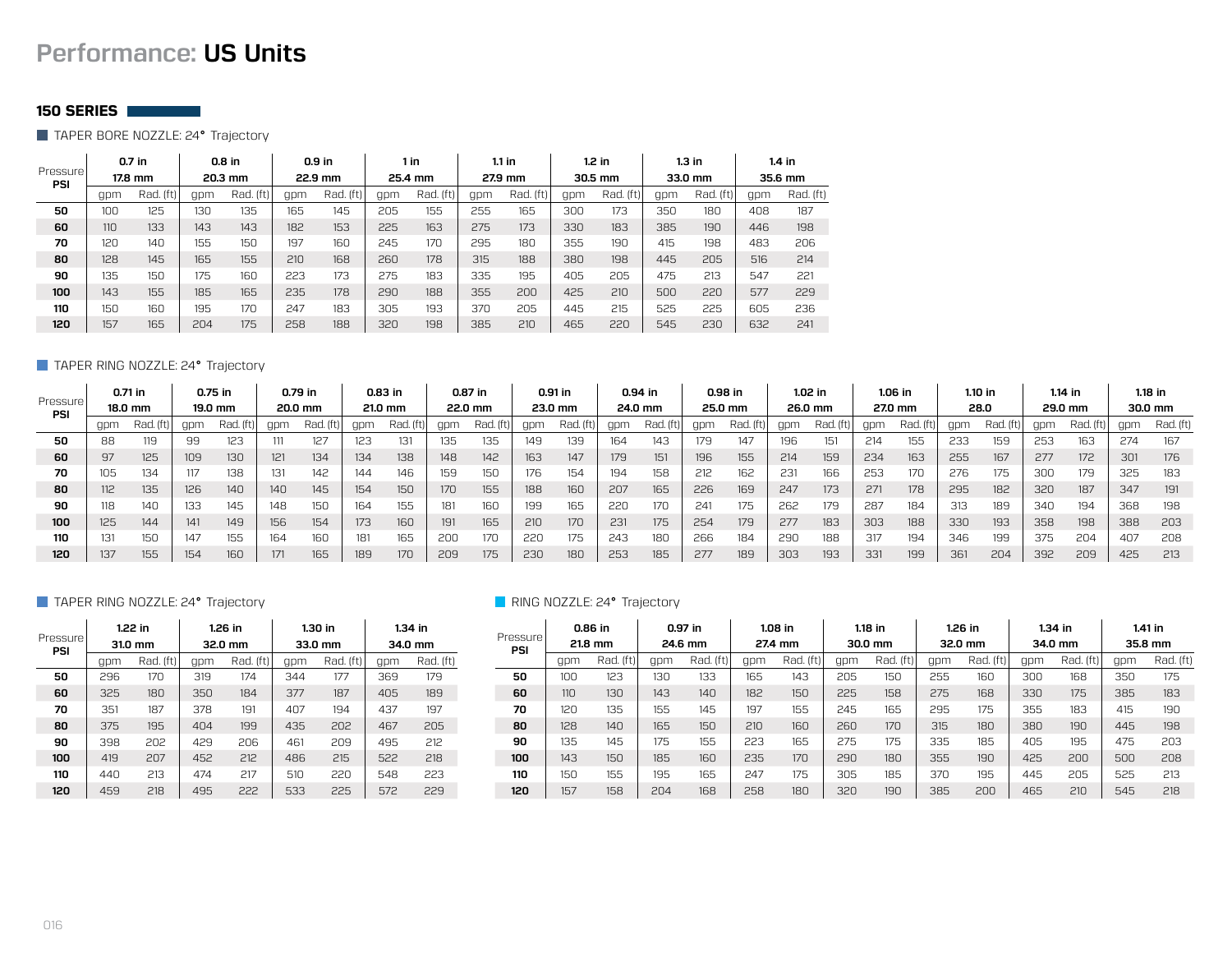# Performance: US Units

## 150 SERIES

### TAPER BORE NOZZLE: 24° Trajectory

| Pressure PSI | 0.7 in 17.8 mm | | 0.8 in 20.3 mm | | 0.9 in 22.9 mm | | 1 in 25.4 mm | | 1.1 in 27.9 mm | | 1.2 in 30.5 mm | | 1.3 in 33.0 mm | | 1.4 in 35.6 mm | |
|---|---|---|---|---|---|---|---|---|---|---|---|---|---|---|---|---|
| | gpm | Rad. (ft) | gpm | Rad. (ft) | gpm | Rad. (ft) | gpm | Rad. (ft) | gpm | Rad. (ft) | gpm | Rad. (ft) | gpm | Rad. (ft) | gpm | Rad. (ft) |
| **50** | 100 | 125 | 130 | 135 | 165 | 145 | 205 | 155 | 255 | 165 | 300 | 173 | 350 | 180 | 408 | 187 |
| **60** | 110 | 133 | 143 | 143 | 182 | 153 | 225 | 163 | 275 | 173 | 330 | 183 | 385 | 190 | 446 | 198 |
| **70** | 120 | 140 | 155 | 150 | 197 | 160 | 245 | 170 | 295 | 180 | 355 | 190 | 415 | 198 | 483 | 206 |
| **80** | 128 | 145 | 165 | 155 | 210 | 168 | 260 | 178 | 315 | 188 | 380 | 198 | 445 | 205 | 516 | 214 |
| **90** | 135 | 150 | 175 | 160 | 223 | 173 | 275 | 183 | 335 | 195 | 405 | 205 | 475 | 213 | 547 | 221 |
| **100** | 143 | 155 | 185 | 165 | 235 | 178 | 290 | 188 | 355 | 200 | 425 | 210 | 500 | 220 | 577 | 229 |
| **110** | 150 | 160 | 195 | 170 | 247 | 183 | 305 | 193 | 370 | 205 | 445 | 215 | 525 | 225 | 605 | 236 |
| **120** | 157 | 165 | 204 | 175 | 258 | 188 | 320 | 198 | 385 | 210 | 465 | 220 | 545 | 230 | 632 | 241 |

### TAPER RING NOZZLE: 24° Trajectory

| Pressure PSI | 0.71 in 18.0 mm | | 0.75 in 19.0 mm | | 0.79 in 20.0 mm | | 0.83 in 21.0 mm | | 0.87 in 22.0 mm | | 0.91 in 23.0 mm | | 0.94 in 24.0 mm | | 0.98 in 25.0 mm | | 1.02 in 26.0 mm | | 1.06 in 27.0 mm | | 1.10 in 28.0 | | 1.14 in 29.0 mm | | 1.18 in 30.0 mm | |
|---|---|---|---|---|---|---|---|---|---|---|---|---|---|---|---|---|---|---|---|---|---|---|---|---|---|---|
| | gpm | Rad. (ft) | gpm | Rad. (ft) | gpm | Rad. (ft) | gpm | Rad. (ft) | gpm | Rad. (ft) | gpm | Rad. (ft) | gpm | Rad. (ft) | gpm | Rad. (ft) | gpm | Rad. (ft) | gpm | Rad. (ft) | gpm | Rad. (ft) | gpm | Rad. (ft) | gpm | Rad. (ft) |
| **50** | 88 | 119 | 99 | 123 | 111 | 127 | 123 | 131 | 135 | 135 | 149 | 139 | 164 | 143 | 179 | 147 | 196 | 151 | 214 | 155 | 233 | 159 | 253 | 163 | 274 | 167 |
| **60** | 97 | 125 | 109 | 130 | 121 | 134 | 134 | 138 | 148 | 142 | 163 | 147 | 179 | 151 | 196 | 155 | 214 | 159 | 234 | 163 | 255 | 167 | 277 | 172 | 301 | 176 |
| **70** | 105 | 134 | 117 | 138 | 131 | 142 | 144 | 146 | 159 | 150 | 176 | 154 | 194 | 158 | 212 | 162 | 231 | 166 | 253 | 170 | 276 | 175 | 300 | 179 | 325 | 183 |
| **80** | 112 | 135 | 126 | 140 | 140 | 145 | 154 | 150 | 170 | 155 | 188 | 160 | 207 | 165 | 226 | 169 | 247 | 173 | 271 | 178 | 295 | 182 | 320 | 187 | 347 | 191 |
| **90** | 118 | 140 | 133 | 145 | 148 | 150 | 164 | 155 | 181 | 160 | 199 | 165 | 220 | 170 | 241 | 175 | 262 | 179 | 287 | 184 | 313 | 189 | 340 | 194 | 368 | 198 |
| **100** | 125 | 144 | 141 | 149 | 156 | 154 | 173 | 160 | 191 | 165 | 210 | 170 | 231 | 175 | 254 | 179 | 277 | 183 | 303 | 188 | 330 | 193 | 358 | 198 | 388 | 203 |
| **110** | 131 | 150 | 147 | 155 | 164 | 160 | 181 | 165 | 200 | 170 | 220 | 175 | 243 | 180 | 266 | 184 | 290 | 188 | 317 | 194 | 346 | 199 | 375 | 204 | 407 | 208 |
| **120** | 137 | 155 | 154 | 160 | 171 | 165 | 189 | 170 | 209 | 175 | 230 | 180 | 253 | 185 | 277 | 189 | 303 | 193 | 331 | 199 | 361 | 204 | 392 | 209 | 425 | 213 |

### TAPER RING NOZZLE: 24° Trajectory

| Pressure PSI | 1.22 in 31.0 mm | | 1.26 in 32.0 mm | | 1.30 in 33.0 mm | | 1.34 in 34.0 mm | |
|---|---|---|---|---|---|---|---|---|
| | gpm | Rad. (ft) | gpm | Rad. (ft) | gpm | Rad. (ft) | gpm | Rad. (ft) |
| **50** | 296 | 170 | 319 | 174 | 344 | 177 | 369 | 179 |
| **60** | 325 | 180 | 350 | 184 | 377 | 187 | 405 | 189 |
| **70** | 351 | 187 | 378 | 191 | 407 | 194 | 437 | 197 |
| **80** | 375 | 195 | 404 | 199 | 435 | 202 | 467 | 205 |
| **90** | 398 | 202 | 429 | 206 | 461 | 209 | 495 | 212 |
| **100** | 419 | 207 | 452 | 212 | 486 | 215 | 522 | 218 |
| **110** | 440 | 213 | 474 | 217 | 510 | 220 | 548 | 223 |
| **120** | 459 | 218 | 495 | 222 | 533 | 225 | 572 | 229 |

### RING NOZZLE: 24° Trajectory

| Pressure PSI | 0.86 in 21.8 mm | | 0.97 in 24.6 mm | | 1.08 in 27.4 mm | | 1.18 in 30.0 mm | | 1.26 in 32.0 mm | | 1.34 in 34.0 mm | | 1.41 in 35.8 mm | |
|---|---|---|---|---|---|---|---|---|---|---|---|---|---|---|
| | gpm | Rad. (ft) | gpm | Rad. (ft) | gpm | Rad. (ft) | gpm | Rad. (ft) | gpm | Rad. (ft) | gpm | Rad. (ft) | gpm | Rad. (ft) |
| **50** | 100 | 123 | 130 | 133 | 165 | 143 | 205 | 150 | 255 | 160 | 300 | 168 | 350 | 175 |
| **60** | 110 | 130 | 143 | 140 | 182 | 150 | 225 | 158 | 275 | 168 | 330 | 175 | 385 | 183 |
| **70** | 120 | 135 | 155 | 145 | 197 | 155 | 245 | 165 | 295 | 175 | 355 | 183 | 415 | 190 |
| **80** | 128 | 140 | 165 | 150 | 210 | 160 | 260 | 170 | 315 | 180 | 380 | 190 | 445 | 198 |
| **90** | 135 | 145 | 175 | 155 | 223 | 165 | 275 | 175 | 335 | 185 | 405 | 195 | 475 | 203 |
| **100** | 143 | 150 | 185 | 160 | 235 | 170 | 290 | 180 | 355 | 190 | 425 | 200 | 500 | 208 |
| **110** | 150 | 155 | 195 | 165 | 247 | 175 | 305 | 185 | 370 | 195 | 445 | 205 | 525 | 213 |
| **120** | 157 | 158 | 204 | 168 | 258 | 180 | 320 | 190 | 385 | 200 | 465 | 210 | 545 | 218 |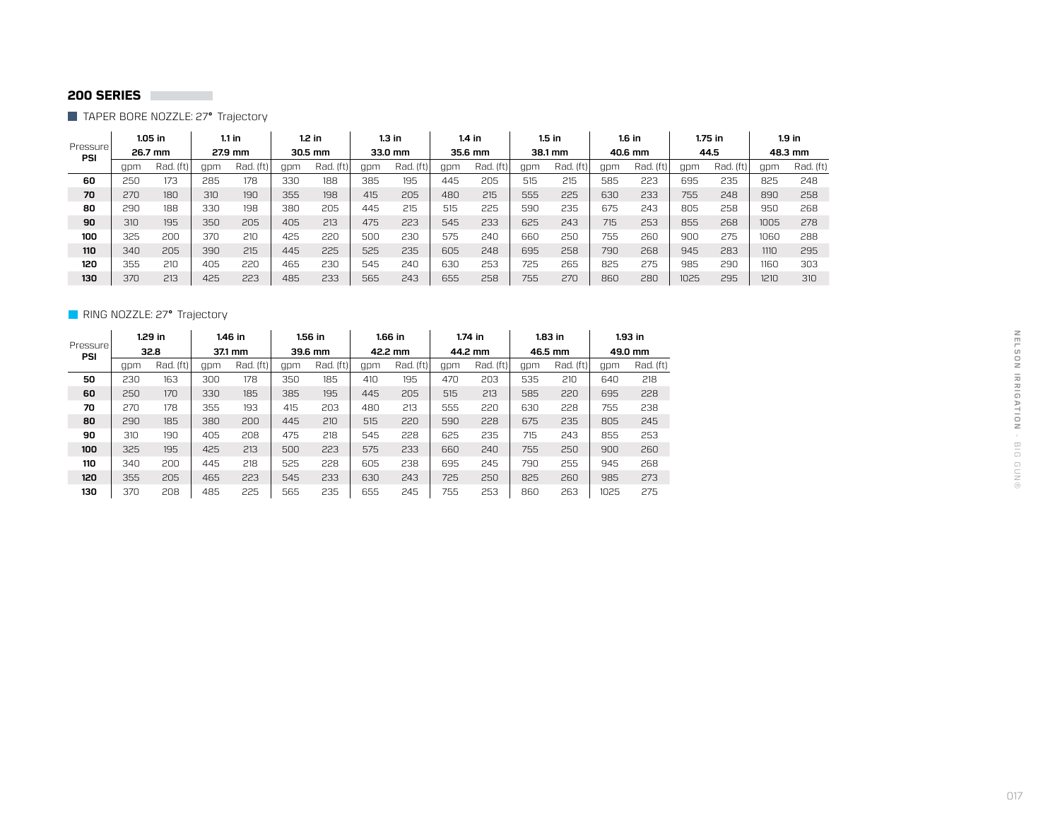## 200 SERIES

### TAPER BORE NOZZLE: 27° Trajectory

| Pressure PSI | 1.05 in 26.7 mm | | 1.1 in 27.9 mm | | 1.2 in 30.5 mm | | 1.3 in 33.0 mm | | 1.4 in 35.6 mm | | 1.5 in 38.1 mm | | 1.6 in 40.6 mm | | 1.75 in 44.5 | | 1.9 in 48.3 mm | |
|---|---|---|---|---|---|---|---|---|---|---|---|---|---|---|---|---|---|---|
| | gpm | Rad. (ft) | gpm | Rad. (ft) | gpm | Rad. (ft) | gpm | Rad. (ft) | gpm | Rad. (ft) | gpm | Rad. (ft) | gpm | Rad. (ft) | gpm | Rad. (ft) | gpm | Rad. (ft) |
| **60** | 250 | 173 | 285 | 178 | 330 | 188 | 385 | 195 | 445 | 205 | 515 | 215 | 585 | 223 | 695 | 235 | 825 | 248 |
| **70** | 270 | 180 | 310 | 190 | 355 | 198 | 415 | 205 | 480 | 215 | 555 | 225 | 630 | 233 | 755 | 248 | 890 | 258 |
| **80** | 290 | 188 | 330 | 198 | 380 | 205 | 445 | 215 | 515 | 225 | 590 | 235 | 675 | 243 | 805 | 258 | 950 | 268 |
| **90** | 310 | 195 | 350 | 205 | 405 | 213 | 475 | 223 | 545 | 233 | 625 | 243 | 715 | 253 | 855 | 268 | 1005 | 278 |
| **100** | 325 | 200 | 370 | 210 | 425 | 220 | 500 | 230 | 575 | 240 | 660 | 250 | 755 | 260 | 900 | 275 | 1060 | 288 |
| **110** | 340 | 205 | 390 | 215 | 445 | 225 | 525 | 235 | 605 | 248 | 695 | 258 | 790 | 268 | 945 | 283 | 1110 | 295 |
| **120** | 355 | 210 | 405 | 220 | 465 | 230 | 545 | 240 | 630 | 253 | 725 | 265 | 825 | 275 | 985 | 290 | 1160 | 303 |
| **130** | 370 | 213 | 425 | 223 | 485 | 233 | 565 | 243 | 655 | 258 | 755 | 270 | 860 | 280 | 1025 | 295 | 1210 | 310 |

### RING NOZZLE: 27° Trajectory

| Pressure PSI | 1.29 in 32.8 | | 1.46 in 37.1 mm | | 1.56 in 39.6 mm | | 1.66 in 42.2 mm | | 1.74 in 44.2 mm | | 1.83 in 46.5 mm | | 1.93 in 49.0 mm | |
|---|---|---|---|---|---|---|---|---|---|---|---|---|---|---|
| | gpm | Rad. (ft) | gpm | Rad. (ft) | gpm | Rad. (ft) | gpm | Rad. (ft) | gpm | Rad. (ft) | gpm | Rad. (ft) | gpm | Rad. (ft) |
| **50** | 230 | 163 | 300 | 178 | 350 | 185 | 410 | 195 | 470 | 203 | 535 | 210 | 640 | 218 |
| **60** | 250 | 170 | 330 | 185 | 385 | 195 | 445 | 205 | 515 | 213 | 585 | 220 | 695 | 228 |
| **70** | 270 | 178 | 355 | 193 | 415 | 203 | 480 | 213 | 555 | 220 | 630 | 228 | 755 | 238 |
| **80** | 290 | 185 | 380 | 200 | 445 | 210 | 515 | 220 | 590 | 228 | 675 | 235 | 805 | 245 |
| **90** | 310 | 190 | 405 | 208 | 475 | 218 | 545 | 228 | 625 | 235 | 715 | 243 | 855 | 253 |
| **100** | 325 | 195 | 425 | 213 | 500 | 223 | 575 | 233 | 660 | 240 | 755 | 250 | 900 | 260 |
| **110** | 340 | 200 | 445 | 218 | 525 | 228 | 605 | 238 | 695 | 245 | 790 | 255 | 945 | 268 |
| **120** | 355 | 205 | 465 | 223 | 545 | 233 | 630 | 243 | 725 | 250 | 825 | 260 | 985 | 273 |
| **130** | 370 | 208 | 485 | 225 | 565 | 235 | 655 | 245 | 755 | 253 | 860 | 263 | 1025 | 275 |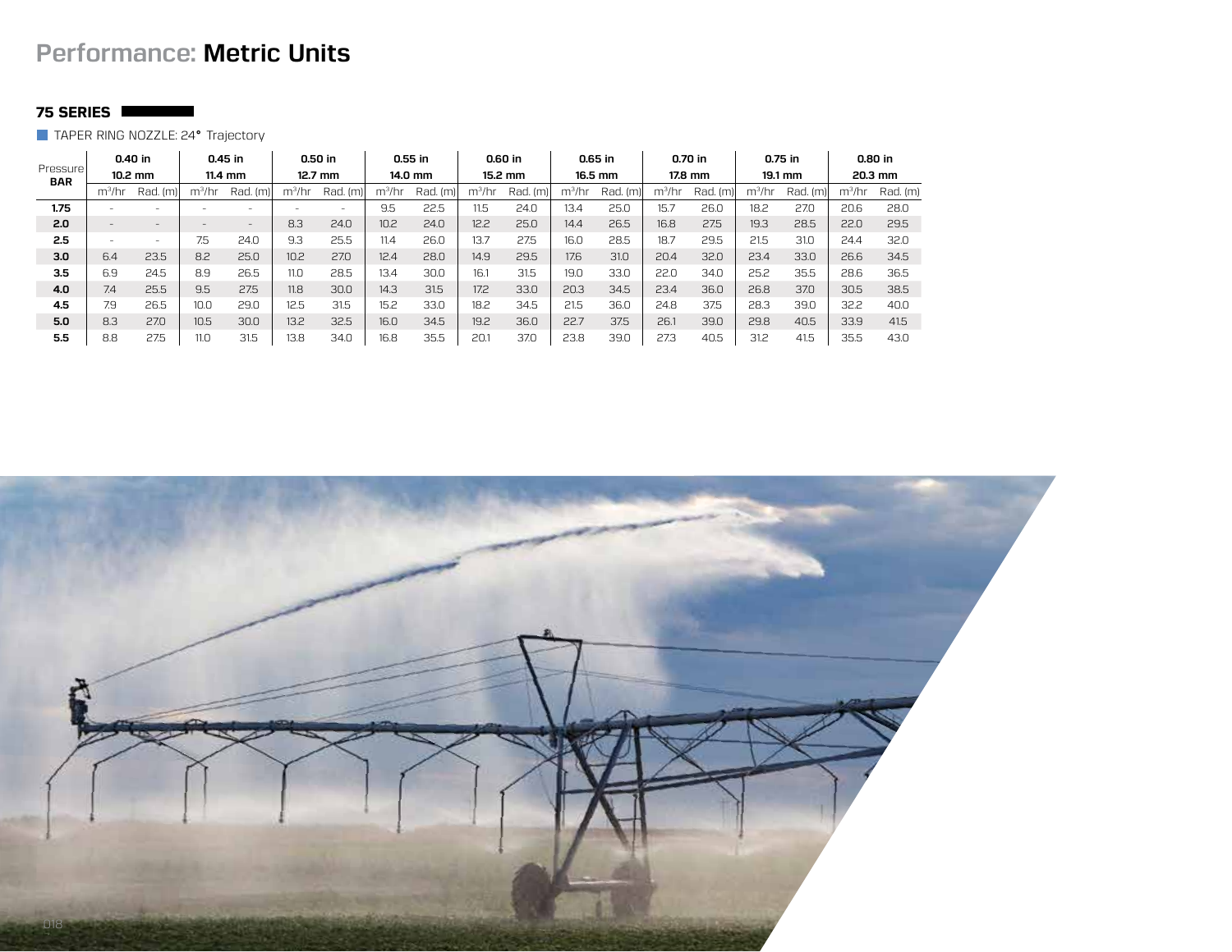# Performance: **Metric Units**

**75 SERIES**

TAPER RING NOZZLE: 24° Trajectory

| Pressure BAR | 0.40 in 10.2 mm | | 0.45 in 11.4 mm | | 0.50 in 12.7 mm | | 0.55 in 14.0 mm | | 0.60 in 15.2 mm | | 0.65 in 16.5 mm | | 0.70 in 17.8 mm | | 0.75 in 19.1 mm | | 0.80 in 20.3 mm | |
|---|---|---|---|---|---|---|---|---|---|---|---|---|---|---|---|---|---|---|
| | $m^3/hr$ | Rad. (m) | $m^3/hr$ | Rad. (m) | $m^3/hr$ | Rad. (m) | $m^3/hr$ | Rad. (m) | $m^3/hr$ | Rad. (m) | $m^3/hr$ | Rad. (m) | $m^3/hr$ | Rad. (m) | $m^3/hr$ | Rad. (m) | $m^3/hr$ | Rad. (m) |
| **1.75** | - | - | - | - | - | - | 9.5 | 22.5 | 11.5 | 24.0 | 13.4 | 25.0 | 15.7 | 26.0 | 18.2 | 27.0 | 20.6 | 28.0 |
| **2.0** | - | - | - | - | 8.3 | 24.0 | 10.2 | 24.0 | 12.2 | 25.0 | 14.4 | 26.5 | 16.8 | 27.5 | 19.3 | 28.5 | 22.0 | 29.5 |
| **2.5** | - | - | 7.5 | 24.0 | 9.3 | 25.5 | 11.4 | 26.0 | 13.7 | 27.5 | 16.0 | 28.5 | 18.7 | 29.5 | 21.5 | 31.0 | 24.4 | 32.0 |
| **3.0** | 6.4 | 23.5 | 8.2 | 25.0 | 10.2 | 27.0 | 12.4 | 28.0 | 14.9 | 29.5 | 17.6 | 31.0 | 20.4 | 32.0 | 23.4 | 33.0 | 26.6 | 34.5 |
| **3.5** | 6.9 | 24.5 | 8.9 | 26.5 | 11.0 | 28.5 | 13.4 | 30.0 | 16.1 | 31.5 | 19.0 | 33.0 | 22.0 | 34.0 | 25.2 | 35.5 | 28.6 | 36.5 |
| **4.0** | 7.4 | 25.5 | 9.5 | 27.5 | 11.8 | 30.0 | 14.3 | 31.5 | 17.2 | 33.0 | 20.3 | 34.5 | 23.4 | 36.0 | 26.8 | 37.0 | 30.5 | 38.5 |
| **4.5** | 7.9 | 26.5 | 10.0 | 29.0 | 12.5 | 31.5 | 15.2 | 33.0 | 18.2 | 34.5 | 21.5 | 36.0 | 24.8 | 37.5 | 28.3 | 39.0 | 32.2 | 40.0 |
| **5.0** | 8.3 | 27.0 | 10.5 | 30.0 | 13.2 | 32.5 | 16.0 | 34.5 | 19.2 | 36.0 | 22.7 | 37.5 | 26.1 | 39.0 | 29.8 | 40.5 | 33.9 | 41.5 |
| **5.5** | 8.8 | 27.5 | 11.0 | 31.5 | 13.8 | 34.0 | 16.8 | 35.5 | 20.1 | 37.0 | 23.8 | 39.0 | 27.3 | 40.5 | 31.2 | 41.5 | 35.5 | 43.0 |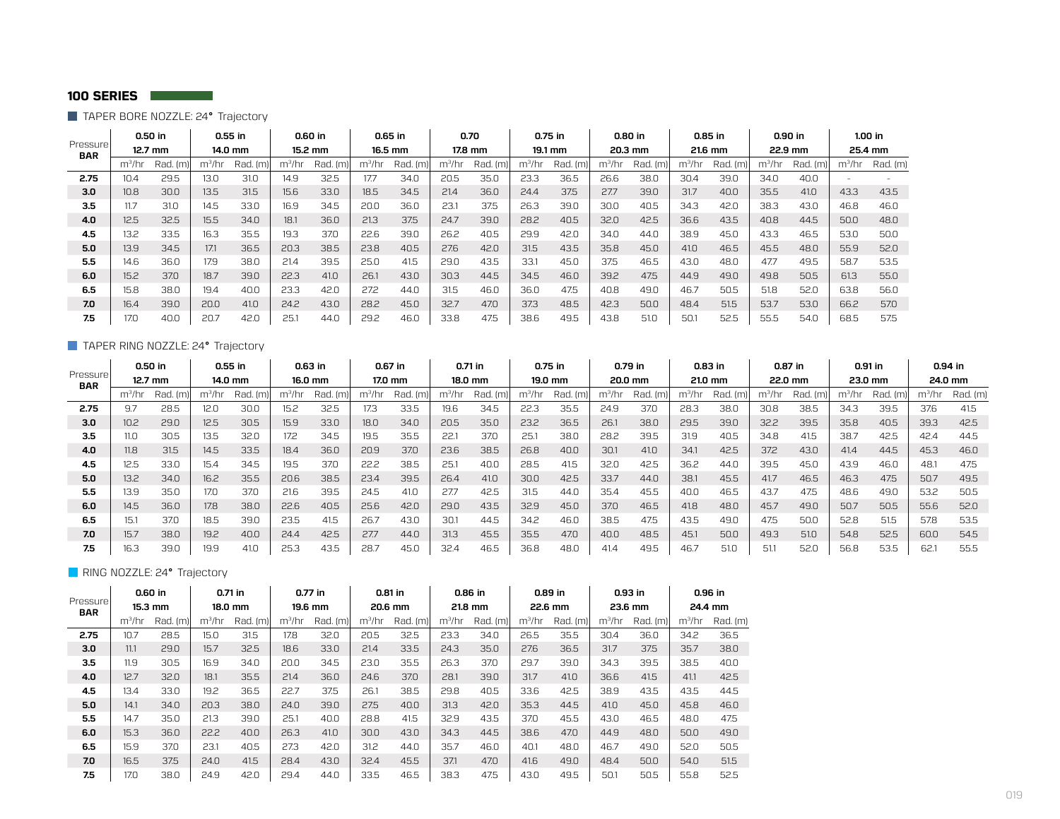## 100 SERIES

### TAPER BORE NOZZLE: 24° Trajectory

| Pressure BAR | 0.50 in 12.7 mm | | 0.55 in 14.0 mm | | 0.60 in 15.2 mm | | 0.65 in 16.5 mm | | 0.70 17.8 mm | | 0.75 in 19.1 mm | | 0.80 in 20.3 mm | | 0.85 in 21.6 mm | | 0.90 in 22.9 mm | | 1.00 in 25.4 mm | |
|---|---|---|---|---|---|---|---|---|---|---|---|---|---|---|---|---|---|---|---|---|
| | $m^3/hr$ | Rad. (m) | $m^3/hr$ | Rad. (m) | $m^3/hr$ | Rad. (m) | $m^3/hr$ | Rad. (m) | $m^3/hr$ | Rad. (m) | $m^3/hr$ | Rad. (m) | $m^3/hr$ | Rad. (m) | $m^3/hr$ | Rad. (m) | $m^3/hr$ | Rad. (m) | $m^3/hr$ | Rad. (m) |
| **2.75** | 10.4 | 29.5 | 13.0 | 31.0 | 14.9 | 32.5 | 17.7 | 34.0 | 20.5 | 35.0 | 23.3 | 36.5 | 26.6 | 38.0 | 30.4 | 39.0 | 34.0 | 40.0 | - | - |
| **3.0** | 10.8 | 30.0 | 13.5 | 31.5 | 15.6 | 33.0 | 18.5 | 34.5 | 21.4 | 36.0 | 24.4 | 37.5 | 27.7 | 39.0 | 31.7 | 40.0 | 35.5 | 41.0 | 43.3 | 43.5 |
| **3.5** | 11.7 | 31.0 | 14.5 | 33.0 | 16.9 | 34.5 | 20.0 | 36.0 | 23.1 | 37.5 | 26.3 | 39.0 | 30.0 | 40.5 | 34.3 | 42.0 | 38.3 | 43.0 | 46.8 | 46.0 |
| **4.0** | 12.5 | 32.5 | 15.5 | 34.0 | 18.1 | 36.0 | 21.3 | 37.5 | 24.7 | 39.0 | 28.2 | 40.5 | 32.0 | 42.5 | 36.6 | 43.5 | 40.8 | 44.5 | 50.0 | 48.0 |
| **4.5** | 13.2 | 33.5 | 16.3 | 35.5 | 19.3 | 37.0 | 22.6 | 39.0 | 26.2 | 40.5 | 29.9 | 42.0 | 34.0 | 44.0 | 38.9 | 45.0 | 43.3 | 46.5 | 53.0 | 50.0 |
| **5.0** | 13.9 | 34.5 | 17.1 | 36.5 | 20.3 | 38.5 | 23.8 | 40.5 | 27.6 | 42.0 | 31.5 | 43.5 | 35.8 | 45.0 | 41.0 | 46.5 | 45.5 | 48.0 | 55.9 | 52.0 |
| **5.5** | 14.6 | 36.0 | 17.9 | 38.0 | 21.4 | 39.5 | 25.0 | 41.5 | 29.0 | 43.5 | 33.1 | 45.0 | 37.5 | 46.5 | 43.0 | 48.0 | 47.7 | 49.5 | 58.7 | 53.5 |
| **6.0** | 15.2 | 37.0 | 18.7 | 39.0 | 22.3 | 41.0 | 26.1 | 43.0 | 30.3 | 44.5 | 34.5 | 46.0 | 39.2 | 47.5 | 44.9 | 49.0 | 49.8 | 50.5 | 61.3 | 55.0 |
| **6.5** | 15.8 | 38.0 | 19.4 | 40.0 | 23.3 | 42.0 | 27.2 | 44.0 | 31.5 | 46.0 | 36.0 | 47.5 | 40.8 | 49.0 | 46.7 | 50.5 | 51.8 | 52.0 | 63.8 | 56.0 |
| **7.0** | 16.4 | 39.0 | 20.0 | 41.0 | 24.2 | 43.0 | 28.2 | 45.0 | 32.7 | 47.0 | 37.3 | 48.5 | 42.3 | 50.0 | 48.4 | 51.5 | 53.7 | 53.0 | 66.2 | 57.0 |
| **7.5** | 17.0 | 40.0 | 20.7 | 42.0 | 25.1 | 44.0 | 29.2 | 46.0 | 33.8 | 47.5 | 38.6 | 49.5 | 43.8 | 51.0 | 50.1 | 52.5 | 55.5 | 54.0 | 68.5 | 57.5 |

### TAPER RING NOZZLE: 24° Trajectory

| Pressure BAR | 0.50 in 12.7 mm | | 0.55 in 14.0 mm | | 0.63 in 16.0 mm | | 0.67 in 17.0 mm | | 0.71 in 18.0 mm | | 0.75 in 19.0 mm | | 0.79 in 20.0 mm | | 0.83 in 21.0 mm | | 0.87 in 22.0 mm | | 0.91 in 23.0 mm | | 0.94 in 24.0 mm | |
|---|---|---|---|---|---|---|---|---|---|---|---|---|---|---|---|---|---|---|---|---|---|---|
| | $m^3/hr$ | Rad. (m) | $m^3/hr$ | Rad. (m) | $m^3/hr$ | Rad. (m) | $m^3/hr$ | Rad. (m) | $m^3/hr$ | Rad. (m) | $m^3/hr$ | Rad. (m) | $m^3/hr$ | Rad. (m) | $m^3/hr$ | Rad. (m) | $m^3/hr$ | Rad. (m) | $m^3/hr$ | Rad. (m) | $m^3/hr$ | Rad. (m) |
| **2.75** | 9.7 | 28.5 | 12.0 | 30.0 | 15.2 | 32.5 | 17.3 | 33.5 | 19.6 | 34.5 | 22.3 | 35.5 | 24.9 | 37.0 | 28.3 | 38.0 | 30.8 | 38.5 | 34.3 | 39.5 | 37.6 | 41.5 |
| **3.0** | 10.2 | 29.0 | 12.5 | 30.5 | 15.9 | 33.0 | 18.0 | 34.0 | 20.5 | 35.0 | 23.2 | 36.5 | 26.1 | 38.0 | 29.5 | 39.0 | 32.2 | 39.5 | 35.8 | 40.5 | 39.3 | 42.5 |
| **3.5** | 11.0 | 30.5 | 13.5 | 32.0 | 17.2 | 34.5 | 19.5 | 35.5 | 22.1 | 37.0 | 25.1 | 38.0 | 28.2 | 39.5 | 31.9 | 40.5 | 34.8 | 41.5 | 38.7 | 42.5 | 42.4 | 44.5 |
| **4.0** | 11.8 | 31.5 | 14.5 | 33.5 | 18.4 | 36.0 | 20.9 | 37.0 | 23.6 | 38.5 | 26.8 | 40.0 | 30.1 | 41.0 | 34.1 | 42.5 | 37.2 | 43.0 | 41.4 | 44.5 | 45.3 | 46.0 |
| **4.5** | 12.5 | 33.0 | 15.4 | 34.5 | 19.5 | 37.0 | 22.2 | 38.5 | 25.1 | 40.0 | 28.5 | 41.5 | 32.0 | 42.5 | 36.2 | 44.0 | 39.5 | 45.0 | 43.9 | 46.0 | 48.1 | 47.5 |
| **5.0** | 13.2 | 34.0 | 16.2 | 35.5 | 20.6 | 38.5 | 23.4 | 39.5 | 26.4 | 41.0 | 30.0 | 42.5 | 33.7 | 44.0 | 38.1 | 45.5 | 41.7 | 46.5 | 46.3 | 47.5 | 50.7 | 49.5 |
| **5.5** | 13.9 | 35.0 | 17.0 | 37.0 | 21.6 | 39.5 | 24.5 | 41.0 | 27.7 | 42.5 | 31.5 | 44.0 | 35.4 | 45.5 | 40.0 | 46.5 | 43.7 | 47.5 | 48.6 | 49.0 | 53.2 | 50.5 |
| **6.0** | 14.5 | 36.0 | 17.8 | 38.0 | 22.6 | 40.5 | 25.6 | 42.0 | 29.0 | 43.5 | 32.9 | 45.0 | 37.0 | 46.5 | 41.8 | 48.0 | 45.7 | 49.0 | 50.7 | 50.5 | 55.6 | 52.0 |
| **6.5** | 15.1 | 37.0 | 18.5 | 39.0 | 23.5 | 41.5 | 26.7 | 43.0 | 30.1 | 44.5 | 34.2 | 46.0 | 38.5 | 47.5 | 43.5 | 49.0 | 47.5 | 50.0 | 52.8 | 51.5 | 57.8 | 53.5 |
| **7.0** | 15.7 | 38.0 | 19.2 | 40.0 | 24.4 | 42.5 | 27.7 | 44.0 | 31.3 | 45.5 | 35.5 | 47.0 | 40.0 | 48.5 | 45.1 | 50.0 | 49.3 | 51.0 | 54.8 | 52.5 | 60.0 | 54.5 |
| **7.5** | 16.3 | 39.0 | 19.9 | 41.0 | 25.3 | 43.5 | 28.7 | 45.0 | 32.4 | 46.5 | 36.8 | 48.0 | 41.4 | 49.5 | 46.7 | 51.0 | 51.1 | 52.0 | 56.8 | 53.5 | 62.1 | 55.5 |

### RING NOZZLE: 24° Trajectory

| Pressure BAR | 0.60 in 15.3 mm | | 0.71 in 18.0 mm | | 0.77 in 19.6 mm | | 0.81 in 20.6 mm | | 0.86 in 21.8 mm | | 0.89 in 22.6 mm | | 0.93 in 23.6 mm | | 0.96 in 24.4 mm | |
|---|---|---|---|---|---|---|---|---|---|---|---|---|---|---|---|---|
| | $m^3/hr$ | Rad. (m) | $m^3/hr$ | Rad. (m) | $m^3/hr$ | Rad. (m) | $m^3/hr$ | Rad. (m) | $m^3/hr$ | Rad. (m) | $m^3/hr$ | Rad. (m) | $m^3/hr$ | Rad. (m) | $m^3/hr$ | Rad. (m) |
| **2.75** | 10.7 | 28.5 | 15.0 | 31.5 | 17.8 | 32.0 | 20.5 | 32.5 | 23.3 | 34.0 | 26.5 | 35.5 | 30.4 | 36.0 | 34.2 | 36.5 |
| **3.0** | 11.1 | 29.0 | 15.7 | 32.5 | 18.6 | 33.0 | 21.4 | 33.5 | 24.3 | 35.0 | 27.6 | 36.5 | 31.7 | 37.5 | 35.7 | 38.0 |
| **3.5** | 11.9 | 30.5 | 16.9 | 34.0 | 20.0 | 34.5 | 23.0 | 35.5 | 26.3 | 37.0 | 29.7 | 39.0 | 34.3 | 39.5 | 38.5 | 40.0 |
| **4.0** | 12.7 | 32.0 | 18.1 | 35.5 | 21.4 | 36.0 | 24.6 | 37.0 | 28.1 | 39.0 | 31.7 | 41.0 | 36.6 | 41.5 | 41.1 | 42.5 |
| **4.5** | 13.4 | 33.0 | 19.2 | 36.5 | 22.7 | 37.5 | 26.1 | 38.5 | 29.8 | 40.5 | 33.6 | 42.5 | 38.9 | 43.5 | 43.5 | 44.5 |
| **5.0** | 14.1 | 34.0 | 20.3 | 38.0 | 24.0 | 39.0 | 27.5 | 40.0 | 31.3 | 42.0 | 35.3 | 44.5 | 41.0 | 45.0 | 45.8 | 46.0 |
| **5.5** | 14.7 | 35.0 | 21.3 | 39.0 | 25.1 | 40.0 | 28.8 | 41.5 | 32.9 | 43.5 | 37.0 | 45.5 | 43.0 | 46.5 | 48.0 | 47.5 |
| **6.0** | 15.3 | 36.0 | 22.2 | 40.0 | 26.3 | 41.0 | 30.0 | 43.0 | 34.3 | 44.5 | 38.6 | 47.0 | 44.9 | 48.0 | 50.0 | 49.0 |
| **6.5** | 15.9 | 37.0 | 23.1 | 40.5 | 27.3 | 42.0 | 31.2 | 44.0 | 35.7 | 46.0 | 40.1 | 48.0 | 46.7 | 49.0 | 52.0 | 50.5 |
| **7.0** | 16.5 | 37.5 | 24.0 | 41.5 | 28.4 | 43.0 | 32.4 | 45.5 | 37.1 | 47.0 | 41.6 | 49.0 | 48.4 | 50.0 | 54.0 | 51.5 |
| **7.5** | 17.0 | 38.0 | 24.9 | 42.0 | 29.4 | 44.0 | 33.5 | 46.5 | 38.3 | 47.5 | 43.0 | 49.5 | 50.1 | 50.5 | 55.8 | 52.5 |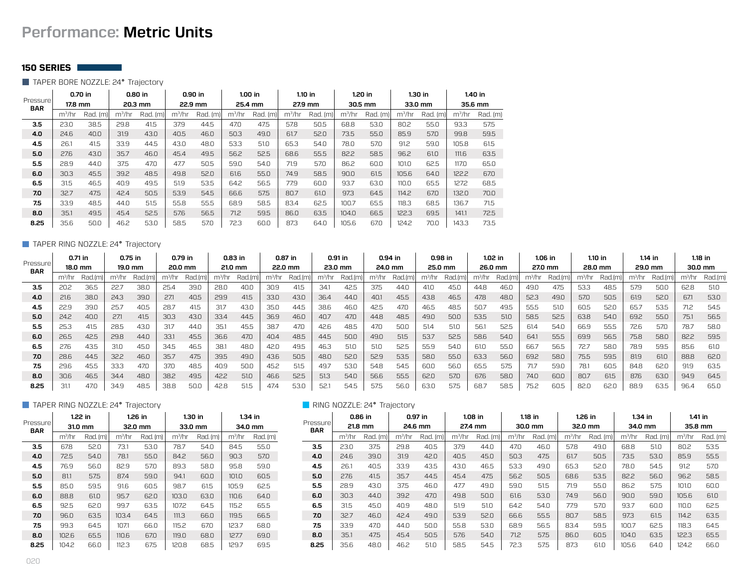# Performance: **Metric Units**

## 150 SERIES

### TAPER BORE NOZZLE: 24° Trajectory

| Pressure BAR | 0.70 in 17.8 mm | | 0.80 in 20.3 mm | | 0.90 in 22.9 mm | | 1.00 in 25.4 mm | | 1.10 in 27.9 mm | | 1.20 in 30.5 mm | | 1.30 in 33.0 mm | | 1.40 in 35.6 mm | |
|---|---|---|---|---|---|---|---|---|---|---|---|---|---|---|---|---|
| | m³/hr | Rad. (m) | m³/hr | Rad. (m) | m³/hr | Rad. (m) | m³/hr | Rad. (m) | m³/hr | Rad. (m) | m³/hr | Rad. (m) | m³/hr | Rad. (m) | m³/hr | Rad. (m) |
| **3.5** | 23.0 | 38.5 | 29.8 | 41.5 | 37.9 | 44.5 | 47.0 | 47.5 | 57.8 | 50.5 | 68.8 | 53.0 | 80.2 | 55.0 | 93.3 | 57.5 |
| **4.0** | 24.6 | 40.0 | 31.9 | 43.0 | 40.5 | 46.0 | 50.3 | 49.0 | 61.7 | 52.0 | 73.5 | 55.0 | 85.9 | 57.0 | 99.8 | 59.5 |
| **4.5** | 26.1 | 41.5 | 33.9 | 44.5 | 43.0 | 48.0 | 53.3 | 51.0 | 65.3 | 54.0 | 78.0 | 57.0 | 91.2 | 59.0 | 105.8 | 61.5 |
| **5.0** | 27.6 | 43.0 | 35.7 | 46.0 | 45.4 | 49.5 | 56.2 | 52.5 | 68.6 | 55.5 | 82.2 | 58.5 | 96.2 | 61.0 | 111.6 | 63.5 |
| **5.5** | 28.9 | 44.0 | 37.5 | 47.0 | 47.7 | 50.5 | 59.0 | 54.0 | 71.9 | 57.0 | 86.2 | 60.0 | 101.0 | 62.5 | 117.0 | 65.0 |
| **6.0** | 30.3 | 45.5 | 39.2 | 48.5 | 49.8 | 52.0 | 61.6 | 55.0 | 74.9 | 58.5 | 90.0 | 61.5 | 105.6 | 64.0 | 122.2 | 67.0 |
| **6.5** | 31.5 | 46.5 | 40.9 | 49.5 | 51.9 | 53.5 | 64.2 | 56.5 | 77.9 | 60.0 | 93.7 | 63.0 | 110.0 | 65.5 | 127.2 | 68.5 |
| **7.0** | 32.7 | 47.5 | 42.4 | 50.5 | 53.9 | 54.5 | 66.6 | 57.5 | 80.7 | 61.0 | 97.3 | 64.5 | 114.2 | 67.0 | 132.0 | 70.0 |
| **7.5** | 33.9 | 48.5 | 44.0 | 51.5 | 55.8 | 55.5 | 68.9 | 58.5 | 83.4 | 62.5 | 100.7 | 65.5 | 118.3 | 68.5 | 136.7 | 71.5 |
| **8.0** | 35.1 | 49.5 | 45.4 | 52.5 | 57.6 | 56.5 | 71.2 | 59.5 | 86.0 | 63.5 | 104.0 | 66.5 | 122.3 | 69.5 | 141.1 | 72.5 |
| **8.25** | 35.6 | 50.0 | 46.2 | 53.0 | 58.5 | 57.0 | 72.3 | 60.0 | 87.3 | 64.0 | 105.6 | 67.0 | 124.2 | 70.0 | 143.3 | 73.5 |

### TAPER RING NOZZLE: 24° Trajectory

| Pressure BAR | 0.71 in 18.0 mm | | 0.75 in 19.0 mm | | 0.79 in 20.0 mm | | 0.83 in 21.0 mm | | 0.87 in 22.0 mm | | 0.91 in 23.0 mm | | 0.94 in 24.0 mm | | 0.98 in 25.0 mm | | 1.02 in 26.0 mm | | 1.06 in 27.0 mm | | 1.10 in 28.0 mm | | 1.14 in 29.0 mm | | 1.18 in 30.0 mm | |
|---|---|---|---|---|---|---|---|---|---|---|---|---|---|---|---|---|---|---|---|---|---|---|---|---|---|---|
| | m³/hr | Rad.(m) | m³/hr | Rad.(m) | m³/hr | Rad.(m) | m³/hr | Rad.(m) | m³/hr | Rad.(m) | m³/hr | Rad.(m) | m³/hr | Rad.(m) | m³/hr | Rad.(m) | m³/hr | Rad.(m) | m³/hr | Rad.(m) | m³/hr | Rad.(m) | m³/hr | Rad.(m) | m³/hr | Rad.(m) |
| **3.5** | 20.2 | 36.5 | 22.7 | 38.0 | 25.4 | 39.0 | 28.0 | 40.0 | 30.9 | 41.5 | 34.1 | 42.5 | 37.5 | 44.0 | 41.0 | 45.0 | 44.8 | 46.0 | 49.0 | 47.5 | 53.3 | 48.5 | 57.9 | 50.0 | 62.8 | 51.0 |
| **4.0** | 21.6 | 38.0 | 24.3 | 39.0 | 27.1 | 40.5 | 29.9 | 41.5 | 33.0 | 43.0 | 36.4 | 44.0 | 40.1 | 45.5 | 43.8 | 46.5 | 47.8 | 48.0 | 52.3 | 49.0 | 57.0 | 50.5 | 61.9 | 52.0 | 67.1 | 53.0 |
| **4.5** | 22.9 | 39.0 | 25.7 | 40.5 | 28.7 | 41.5 | 31.7 | 43.0 | 35.0 | 44.5 | 38.6 | 46.0 | 42.5 | 47.0 | 46.5 | 48.5 | 50.7 | 49.5 | 55.5 | 51.0 | 60.5 | 52.0 | 65.7 | 53.5 | 71.2 | 54.5 |
| **5.0** | 24.2 | 40.0 | 27.1 | 41.5 | 30.3 | 43.0 | 33.4 | 44.5 | 36.9 | 46.0 | 40.7 | 47.0 | 44.8 | 48.5 | 49.0 | 50.0 | 53.5 | 51.0 | 58.5 | 52.5 | 63.8 | 54.0 | 69.2 | 55.0 | 75.1 | 56.5 |
| **5.5** | 25.3 | 41.5 | 28.5 | 43.0 | 31.7 | 44.0 | 35.1 | 45.5 | 38.7 | 47.0 | 42.6 | 48.5 | 47.0 | 50.0 | 51.4 | 51.0 | 56.1 | 52.5 | 61.4 | 54.0 | 66.9 | 55.5 | 72.6 | 57.0 | 78.7 | 58.0 |
| **6.0** | 26.5 | 42.5 | 29.8 | 44.0 | 33.1 | 45.5 | 36.6 | 47.0 | 40.4 | 48.5 | 44.5 | 50.0 | 49.0 | 51.5 | 53.7 | 52.5 | 58.6 | 54.0 | 64.1 | 55.5 | 69.9 | 56.5 | 75.8 | 58.0 | 82.2 | 59.5 |
| **6.5** | 27.6 | 43.5 | 31.0 | 45.0 | 34.5 | 46.5 | 38.1 | 48.0 | 42.0 | 49.5 | 46.3 | 51.0 | 51.0 | 52.5 | 55.9 | 54.0 | 61.0 | 55.0 | 66.7 | 56.5 | 72.7 | 58.0 | 78.9 | 59.5 | 85.6 | 61.0 |
| **7.0** | 28.6 | 44.5 | 32.2 | 46.0 | 35.7 | 47.5 | 39.5 | 49.0 | 43.6 | 50.5 | 48.0 | 52.0 | 52.9 | 53.5 | 58.0 | 55.0 | 63.3 | 56.0 | 69.2 | 58.0 | 75.5 | 59.5 | 81.9 | 61.0 | 88.8 | 62.0 |
| **7.5** | 29.6 | 45.5 | 33.3 | 47.0 | 37.0 | 48.5 | 40.9 | 50.0 | 45.2 | 51.5 | 49.7 | 53.0 | 54.8 | 54.5 | 60.0 | 56.0 | 65.5 | 57.5 | 71.7 | 59.0 | 78.1 | 60.5 | 84.8 | 62.0 | 91.9 | 63.5 |
| **8.0** | 30.6 | 46.5 | 34.4 | 48.0 | 38.2 | 49.5 | 42.2 | 51.0 | 46.6 | 52.5 | 51.3 | 54.0 | 56.6 | 55.5 | 62.0 | 57.0 | 67.6 | 58.0 | 74.0 | 60.0 | 80.7 | 61.5 | 87.6 | 63.0 | 94.9 | 64.5 |
| **8.25** | 31.1 | 47.0 | 34.9 | 48.5 | 38.8 | 50.0 | 42.8 | 51.5 | 47.4 | 53.0 | 52.1 | 54.5 | 57.5 | 56.0 | 63.0 | 57.5 | 68.7 | 58.5 | 75.2 | 60.5 | 82.0 | 62.0 | 88.9 | 63.5 | 96.4 | 65.0 |

### TAPER RING NOZZLE: 24° Trajectory

| Pressure BAR | 1.22 in 31.0 mm | | 1.26 in 32.0 mm | | 1.30 in 33.0 mm | | 1.34 in 34.0 mm | |
|---|---|---|---|---|---|---|---|---|
| | m³/hr | Rad. (m) | m³/hr | Rad. (m) | m³/hr | Rad. (m) | m³/hr | Rad. (m) |
| **3.5** | 67.8 | 52.0 | 73.1 | 53.0 | 78.7 | 54.0 | 84.5 | 55.0 |
| **4.0** | 72.5 | 54.0 | 78.1 | 55.0 | 84.2 | 56.0 | 90.3 | 57.0 |
| **4.5** | 76.9 | 56.0 | 82.9 | 57.0 | 89.3 | 58.0 | 95.8 | 59.0 |
| **5.0** | 81.1 | 57.5 | 87.4 | 59.0 | 94.1 | 60.0 | 101.0 | 60.5 |
| **5.5** | 85.0 | 59.5 | 91.6 | 60.5 | 98.7 | 61.5 | 105.9 | 62.5 |
| **6.0** | 88.8 | 61.0 | 95.7 | 62.0 | 103.0 | 63.0 | 110.6 | 64.0 |
| **6.5** | 92.5 | 62.0 | 99.7 | 63.5 | 107.2 | 64.5 | 115.2 | 65.5 |
| **7.0** | 96.0 | 63.5 | 103.4 | 64.5 | 111.3 | 66.0 | 119.5 | 66.5 |
| **7.5** | 99.3 | 64.5 | 107.1 | 66.0 | 115.2 | 67.0 | 123.7 | 68.0 |
| **8.0** | 102.6 | 65.5 | 110.6 | 67.0 | 119.0 | 68.0 | 127.7 | 69.0 |
| **8.25** | 104.2 | 66.0 | 112.3 | 67.5 | 120.8 | 68.5 | 129.7 | 69.5 |

### RING NOZZLE: 24° Trajectory

| Pressure BAR | 0.86 in 21.8 mm | | 0.97 in 24.6 mm | | 1.08 in 27.4 mm | | 1.18 in 30.0 mm | | 1.26 in 32.0 mm | | 1.34 in 34.0 mm | | 1.41 in 35.8 mm | |
|---|---|---|---|---|---|---|---|---|---|---|---|---|---|---|
| | m³/hr | Rad. (m) | m³/hr | Rad. (m) | m³/hr | Rad. (m) | m³/hr | Rad. (m) | m³/hr | Rad. (m) | m³/hr | Rad. (m) | m³/hr | Rad. (m) |
| **3.5** | 23.0 | 37.5 | 29.8 | 40.5 | 37.9 | 44.0 | 47.0 | 46.0 | 57.8 | 49.0 | 68.8 | 51.0 | 80.2 | 53.5 |
| **4.0** | 24.6 | 39.0 | 31.9 | 42.0 | 40.5 | 45.0 | 50.3 | 47.5 | 61.7 | 50.5 | 73.5 | 53.0 | 85.9 | 55.5 |
| **4.5** | 26.1 | 40.5 | 33.9 | 43.5 | 43.0 | 46.5 | 53.3 | 49.0 | 65.3 | 52.0 | 78.0 | 54.5 | 91.2 | 57.0 |
| **5.0** | 27.6 | 41.5 | 35.7 | 44.5 | 45.4 | 47.5 | 56.2 | 50.5 | 68.6 | 53.5 | 82.2 | 56.0 | 96.2 | 58.5 |
| **5.5** | 28.9 | 43.0 | 37.5 | 46.0 | 47.7 | 49.0 | 59.0 | 51.5 | 71.9 | 55.0 | 86.2 | 57.5 | 101.0 | 60.0 |
| **6.0** | 30.3 | 44.0 | 39.2 | 47.0 | 49.8 | 50.0 | 61.6 | 53.0 | 74.9 | 56.0 | 90.0 | 59.0 | 105.6 | 61.0 |
| **6.5** | 31.5 | 45.0 | 40.9 | 48.0 | 51.9 | 51.0 | 64.2 | 54.0 | 77.9 | 57.0 | 93.7 | 60.0 | 110.0 | 62.5 |
| **7.0** | 32.7 | 46.0 | 42.4 | 49.0 | 53.9 | 52.0 | 66.6 | 55.5 | 80.7 | 58.5 | 97.3 | 61.5 | 114.2 | 63.5 |
| **7.5** | 33.9 | 47.0 | 44.0 | 50.0 | 55.8 | 53.0 | 68.9 | 56.5 | 83.4 | 59.5 | 100.7 | 62.5 | 118.3 | 64.5 |
| **8.0** | 35.1 | 47.5 | 45.4 | 50.5 | 57.6 | 54.0 | 71.2 | 57.5 | 86.0 | 60.5 | 104.0 | 63.5 | 122.3 | 65.5 |
| **8.25** | 35.6 | 48.0 | 46.2 | 51.0 | 58.5 | 54.5 | 72.3 | 57.5 | 87.3 | 61.0 | 105.6 | 64.0 | 124.2 | 66.0 |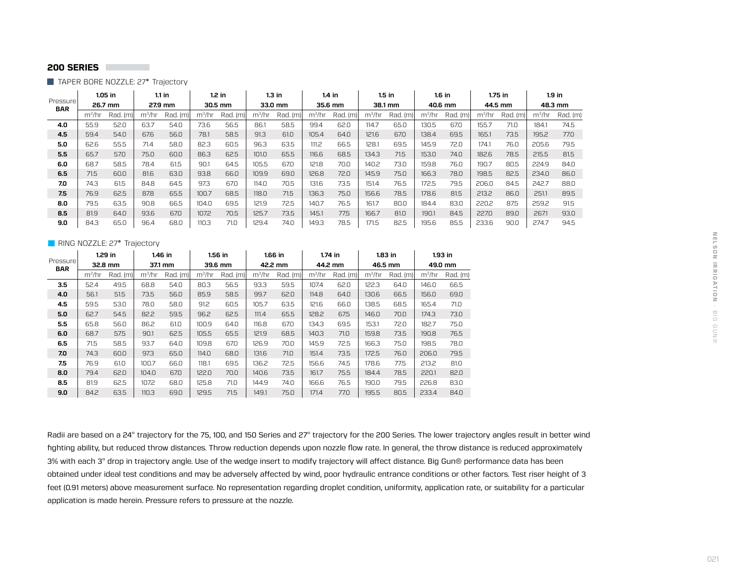## 200 SERIES

TAPER BORE NOZZLE: 27° Trajectory

| Pressure BAR | 1.05 in 26.7 mm | | 1.1 in 27.9 mm | | 1.2 in 30.5 mm | | 1.3 in 33.0 mm | | 1.4 in 35.6 mm | | 1.5 in 38.1 mm | | 1.6 in 40.6 mm | | 1.75 in 44.5 mm | | 1.9 in 48.3 mm | |
|---|---|---|---|---|---|---|---|---|---|---|---|---|---|---|---|---|---|---|
| | $m^3/hr$ | Rad. (m) | $m^3/hr$ | Rad. (m) | $m^3/hr$ | Rad. (m) | $m^3/hr$ | Rad. (m) | $m^3/hr$ | Rad. (m) | $m^3/hr$ | Rad. (m) | $m^3/hr$ | Rad. (m) | $m^3/hr$ | Rad. (m) | $m^3/hr$ | Rad. (m) |
| **4.0** | 55.9 | 52.0 | 63.7 | 54.0 | 73.6 | 56.5 | 86.1 | 58.5 | 99.4 | 62.0 | 114.7 | 65.0 | 130.5 | 67.0 | 155.7 | 71.0 | 184.1 | 74.5 |
| **4.5** | 59.4 | 54.0 | 67.6 | 56.0 | 78.1 | 58.5 | 91.3 | 61.0 | 105.4 | 64.0 | 121.6 | 67.0 | 138.4 | 69.5 | 165.1 | 73.5 | 195.2 | 77.0 |
| **5.0** | 62.6 | 55.5 | 71.4 | 58.0 | 82.3 | 60.5 | 96.3 | 63.5 | 111.2 | 66.5 | 128.1 | 69.5 | 145.9 | 72.0 | 174.1 | 76.0 | 205.6 | 79.5 |
| **5.5** | 65.7 | 57.0 | 75.0 | 60.0 | 86.3 | 62.5 | 101.0 | 65.5 | 116.6 | 68.5 | 134.3 | 71.5 | 153.0 | 74.0 | 182.6 | 78.5 | 215.5 | 81.5 |
| **6.0** | 68.7 | 58.5 | 78.4 | 61.5 | 90.1 | 64.5 | 105.5 | 67.0 | 121.8 | 70.0 | 140.2 | 73.0 | 159.8 | 76.0 | 190.7 | 80.5 | 224.9 | 84.0 |
| **6.5** | 71.5 | 60.0 | 81.6 | 63.0 | 93.8 | 66.0 | 109.9 | 69.0 | 126.8 | 72.0 | 145.9 | 75.0 | 166.3 | 78.0 | 198.5 | 82.5 | 234.0 | 86.0 |
| **7.0** | 74.3 | 61.5 | 84.8 | 64.5 | 97.3 | 67.0 | 114.0 | 70.5 | 131.6 | 73.5 | 151.4 | 76.5 | 172.5 | 79.5 | 206.0 | 84.5 | 242.7 | 88.0 |
| **7.5** | 76.9 | 62.5 | 87.8 | 65.5 | 100.7 | 68.5 | 118.0 | 71.5 | 136.3 | 75.0 | 156.6 | 78.5 | 178.6 | 81.5 | 213.2 | 86.0 | 251.1 | 89.5 |
| **8.0** | 79.5 | 63.5 | 90.8 | 66.5 | 104.0 | 69.5 | 121.9 | 72.5 | 140.7 | 76.5 | 161.7 | 80.0 | 184.4 | 83.0 | 220.2 | 87.5 | 259.2 | 91.5 |
| **8.5** | 81.9 | 64.0 | 93.6 | 67.0 | 107.2 | 70.5 | 125.7 | 73.5 | 145.1 | 77.5 | 166.7 | 81.0 | 190.1 | 84.5 | 227.0 | 89.0 | 267.1 | 93.0 |
| **9.0** | 84.3 | 65.0 | 96.4 | 68.0 | 110.3 | 71.0 | 129.4 | 74.0 | 149.3 | 78.5 | 171.5 | 82.5 | 195.6 | 85.5 | 233.6 | 90.0 | 274.7 | 94.5 |

RING NOZZLE: 27° Trajectory

| Pressure BAR | 1.29 in 32.8 mm | | 1.46 in 37.1 mm | | 1.56 in 39.6 mm | | 1.66 in 42.2 mm | | 1.74 in 44.2 mm | | 1.83 in 46.5 mm | | 1.93 in 49.0 mm | |
|---|---|---|---|---|---|---|---|---|---|---|---|---|---|---|
| | $m^3/hr$ | Rad. (m) | $m^3/hr$ | Rad. (m) | $m^3/hr$ | Rad. (m) | $m^3/hr$ | Rad. (m) | $m^3/hr$ | Rad. (m) | $m^3/hr$ | Rad. (m) | $m^3/hr$ | Rad. (m) |
| **3.5** | 52.4 | 49.5 | 68.8 | 54.0 | 80.3 | 56.5 | 93.3 | 59.5 | 107.4 | 62.0 | 122.3 | 64.0 | 146.0 | 66.5 |
| **4.0** | 56.1 | 51.5 | 73.5 | 56.0 | 85.9 | 58.5 | 99.7 | 62.0 | 114.8 | 64.0 | 130.6 | 66.5 | 156.0 | 69.0 |
| **4.5** | 59.5 | 53.0 | 78.0 | 58.0 | 91.2 | 60.5 | 105.7 | 63.5 | 121.6 | 66.0 | 138.5 | 68.5 | 165.4 | 71.0 |
| **5.0** | 62.7 | 54.5 | 82.2 | 59.5 | 96.2 | 62.5 | 111.4 | 65.5 | 128.2 | 67.5 | 146.0 | 70.0 | 174.3 | 73.0 |
| **5.5** | 65.8 | 56.0 | 86.2 | 61.0 | 100.9 | 64.0 | 116.8 | 67.0 | 134.3 | 69.5 | 153.1 | 72.0 | 182.7 | 75.0 |
| **6.0** | 68.7 | 57.5 | 90.1 | 62.5 | 105.5 | 65.5 | 121.9 | 68.5 | 140.3 | 71.0 | 159.8 | 73.5 | 190.8 | 76.5 |
| **6.5** | 71.5 | 58.5 | 93.7 | 64.0 | 109.8 | 67.0 | 126.9 | 70.0 | 145.9 | 72.5 | 166.3 | 75.0 | 198.5 | 78.0 |
| **7.0** | 74.3 | 60.0 | 97.3 | 65.0 | 114.0 | 68.0 | 131.6 | 71.0 | 151.4 | 73.5 | 172.5 | 76.0 | 206.0 | 79.5 |
| **7.5** | 76.9 | 61.0 | 100.7 | 66.0 | 118.1 | 69.5 | 136.2 | 72.5 | 156.6 | 74.5 | 178.6 | 77.5 | 213.2 | 81.0 |
| **8.0** | 79.4 | 62.0 | 104.0 | 67.0 | 122.0 | 70.0 | 140.6 | 73.5 | 161.7 | 75.5 | 184.4 | 78.5 | 220.1 | 82.0 |
| **8.5** | 81.9 | 62.5 | 107.2 | 68.0 | 125.8 | 71.0 | 144.9 | 74.0 | 166.6 | 76.5 | 190.0 | 79.5 | 226.8 | 83.0 |
| **9.0** | 84.2 | 63.5 | 110.3 | 69.0 | 129.5 | 71.5 | 149.1 | 75.0 | 171.4 | 77.0 | 195.5 | 80.5 | 233.4 | 84.0 |

Radii are based on a 24° trajectory for the 75, 100, and 150 Series and 27° trajectory for the 200 Series. The lower trajectory angles result in better wind fighting ability, but reduced throw distances. Throw reduction depends upon nozzle flow rate. In general, the throw distance is reduced approximately 3% with each 3° drop in trajectory angle. Use of the wedge insert to modify trajectory will affect distance. Big Gun® performance data has been obtained under ideal test conditions and may be adversely affected by wind, poor hydraulic entrance conditions or other factors. Test riser height of 3 feet (0.91 meters) above measurement surface. No representation regarding droplet condition, uniformity, application rate, or suitability for a particular application is made herein. Pressure refers to pressure at the nozzle.